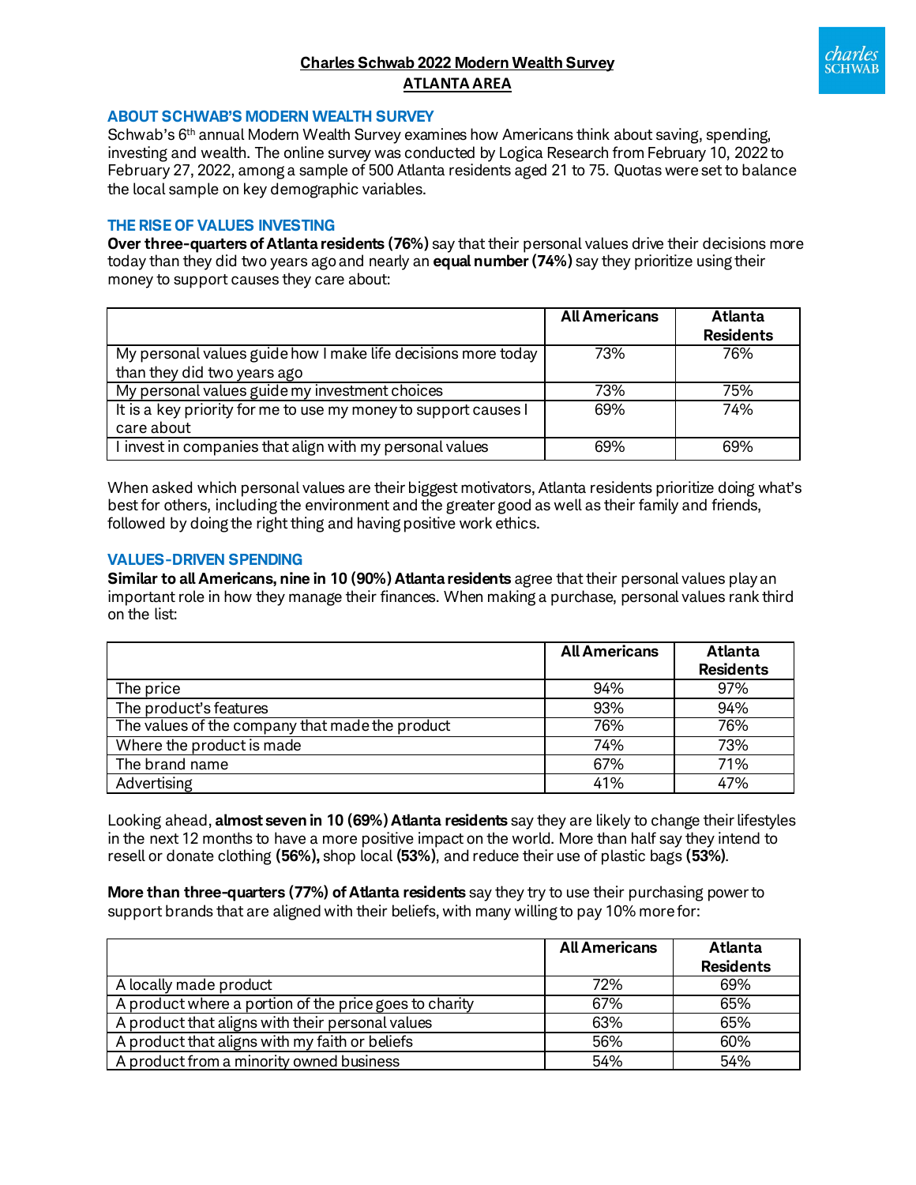# Charles Schwab 2022 Modern Wealth Survey
## ATLANTA AREA

### ABOUT SCHWAB'S MODERN WEALTH SURVEY

Schwab's 6th annual Modern Wealth Survey examines how Americans think about saving, spending, investing and wealth. The online survey was conducted by Logica Research from February 10, 2022 to February 27, 2022, among a sample of 500 Atlanta residents aged 21 to 75. Quotas were set to balance the local sample on key demographic variables.

### THE RISE OF VALUES INVESTING

**Over three-quarters of Atlanta residents (76%)** say that their personal values drive their decisions more today than they did two years ago and nearly an **equal number (74%)** say they prioritize using their money to support causes they care about:

| | All Americans | Atlanta Residents |
|---|---|---|
| My personal values guide how I make life decisions more today than they did two years ago | 73% | 76% |
| My personal values guide my investment choices | 73% | 75% |
| It is a key priority for me to use my money to support causes I care about | 69% | 74% |
| I invest in companies that align with my personal values | 69% | 69% |

When asked which personal values are their biggest motivators, Atlanta residents prioritize doing what's best for others, including the environment and the greater good as well as their family and friends, followed by doing the right thing and having positive work ethics.

### VALUES-DRIVEN SPENDING

**Similar to all Americans, nine in 10 (90%) Atlanta residents** agree that their personal values play an important role in how they manage their finances. When making a purchase, personal values rank third on the list:

| | All Americans | Atlanta Residents |
|---|---|---|
| The price | 94% | 97% |
| The product's features | 93% | 94% |
| The values of the company that made the product | 76% | 76% |
| Where the product is made | 74% | 73% |
| The brand name | 67% | 71% |
| Advertising | 41% | 47% |

Looking ahead, **almost seven in 10 (69%) Atlanta residents** say they are likely to change their lifestyles in the next 12 months to have a more positive impact on the world. More than half say they intend to resell or donate clothing **(56%),** shop local **(53%)**, and reduce their use of plastic bags **(53%)**.

**More than three-quarters (77%) of Atlanta residents** say they try to use their purchasing power to support brands that are aligned with their beliefs, with many willing to pay 10% more for:

| | All Americans | Atlanta Residents |
|---|---|---|
| A locally made product | 72% | 69% |
| A product where a portion of the price goes to charity | 67% | 65% |
| A product that aligns with their personal values | 63% | 65% |
| A product that aligns with my faith or beliefs | 56% | 60% |
| A product from a minority owned business | 54% | 54% |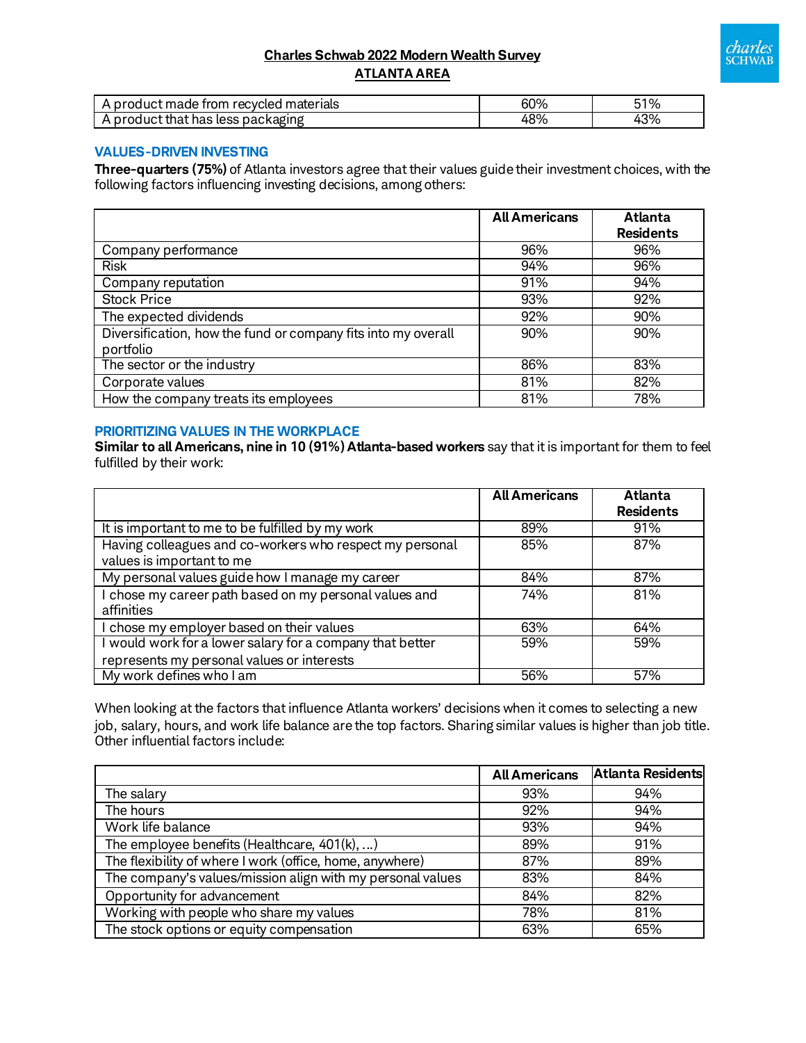| | | |
|---|---|---|
| A product made from recycled materials | 60% | 51% |
| A product that has less packaging | 48% | 43% |

## VALUES-DRIVEN INVESTING

**Three-quarters (75%)** of Atlanta investors agree that their values guide their investment choices, with the following factors influencing investing decisions, among others:

| | All Americans | Atlanta Residents |
|---|---|---|
| Company performance | 96% | 96% |
| Risk | 94% | 96% |
| Company reputation | 91% | 94% |
| Stock Price | 93% | 92% |
| The expected dividends | 92% | 90% |
| Diversification, how the fund or company fits into my overall portfolio | 90% | 90% |
| The sector or the industry | 86% | 83% |
| Corporate values | 81% | 82% |
| How the company treats its employees | 81% | 78% |

## PRIORITIZING VALUES IN THE WORKPLACE

**Similar to all Americans, nine in 10 (91%) Atlanta-based workers** say that it is important for them to feel fulfilled by their work:

| | All Americans | Atlanta Residents |
|---|---|---|
| It is important to me to be fulfilled by my work | 89% | 91% |
| Having colleagues and co-workers who respect my personal values is important to me | 85% | 87% |
| My personal values guide how I manage my career | 84% | 87% |
| I chose my career path based on my personal values and affinities | 74% | 81% |
| I chose my employer based on their values | 63% | 64% |
| I would work for a lower salary for a company that better represents my personal values or interests | 59% | 59% |
| My work defines who I am | 56% | 57% |

When looking at the factors that influence Atlanta workers' decisions when it comes to selecting a new job, salary, hours, and work life balance are the top factors. Sharing similar values is higher than job title. Other influential factors include:

| | All Americans | Atlanta Residents |
|---|---|---|
| The salary | 93% | 94% |
| The hours | 92% | 94% |
| Work life balance | 93% | 94% |
| The employee benefits (Healthcare, 401(k), ...) | 89% | 91% |
| The flexibility of where I work (office, home, anywhere) | 87% | 89% |
| The company's values/mission align with my personal values | 83% | 84% |
| Opportunity for advancement | 84% | 82% |
| Working with people who share my values | 78% | 81% |
| The stock options or equity compensation | 63% | 65% |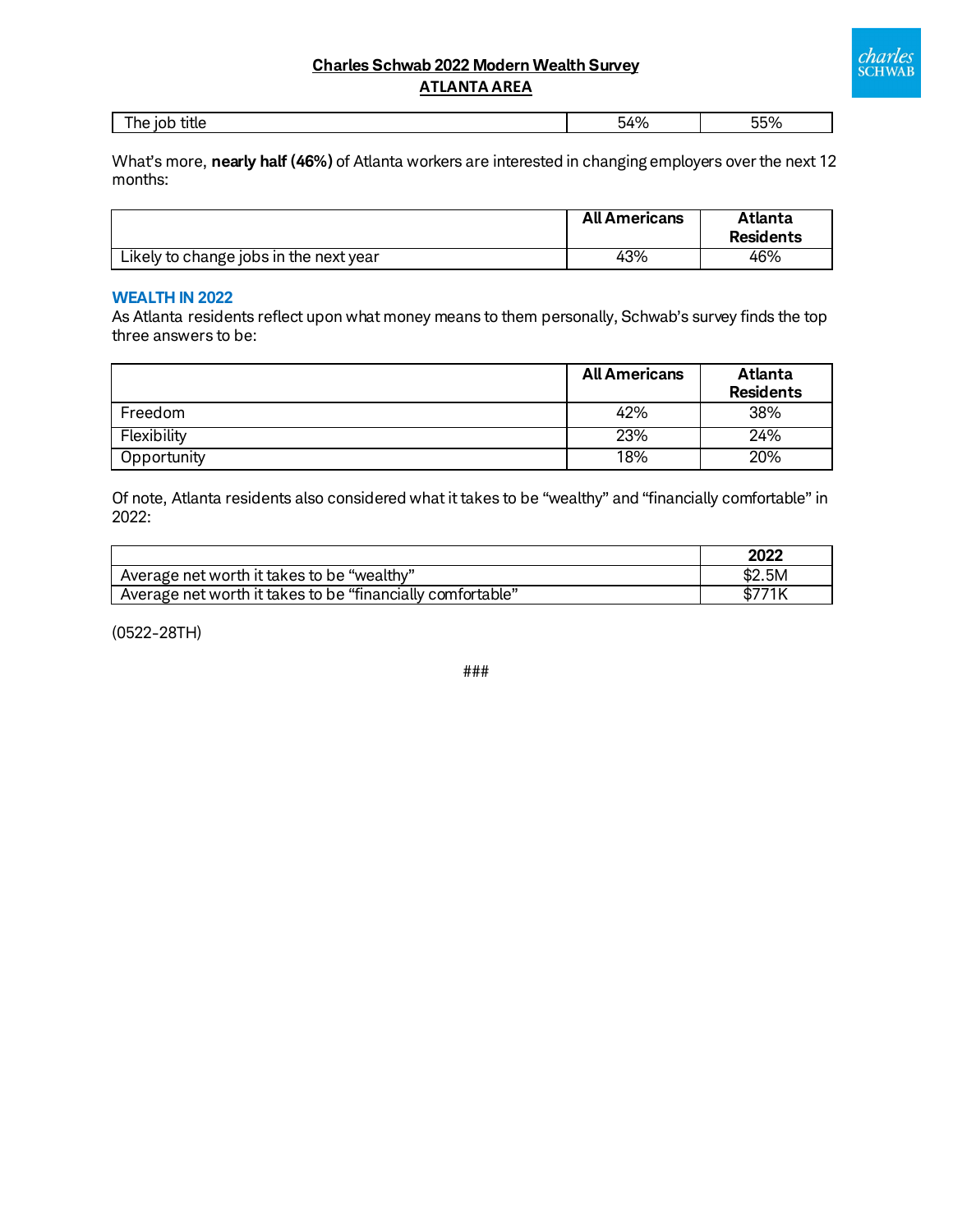| | | |
|---|---|---|
| The job title | 54% | 55% |

What's more, **nearly half (46%)** of Atlanta workers are interested in changing employers over the next 12 months:

| | All Americans | Atlanta Residents |
|---|---|---|
| Likely to change jobs in the next year | 43% | 46% |

## WEALTH IN 2022

As Atlanta residents reflect upon what money means to them personally, Schwab's survey finds the top three answers to be:

| | All Americans | Atlanta Residents |
|---|---|---|
| Freedom | 42% | 38% |
| Flexibility | 23% | 24% |
| Opportunity | 18% | 20% |

Of note, Atlanta residents also considered what it takes to be "wealthy" and "financially comfortable" in 2022:

| | 2022 |
|---|---|
| Average net worth it takes to be "wealthy" | $2.5M |
| Average net worth it takes to be "financially comfortable" | $771K |

(0522-28TH)

###